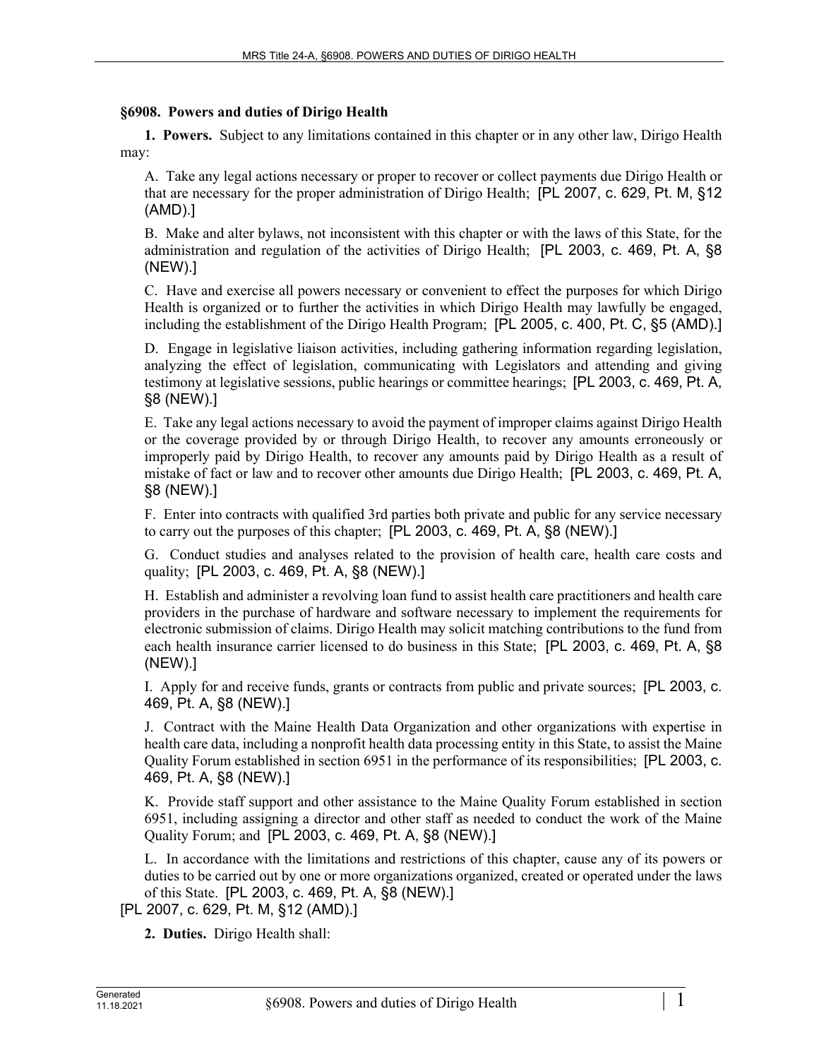## §6908. Powers and duties of Dirigo Health

**1. Powers.** Subject to any limitations contained in this chapter or in any other law, Dirigo Health may:

A. Take any legal actions necessary or proper to recover or collect payments due Dirigo Health or that are necessary for the proper administration of Dirigo Health; [PL 2007, c. 629, Pt. M, §12 (AMD).]

B. Make and alter bylaws, not inconsistent with this chapter or with the laws of this State, for the administration and regulation of the activities of Dirigo Health; [PL 2003, c. 469, Pt. A, §8 (NEW).]

C. Have and exercise all powers necessary or convenient to effect the purposes for which Dirigo Health is organized or to further the activities in which Dirigo Health may lawfully be engaged, including the establishment of the Dirigo Health Program; [PL 2005, c. 400, Pt. C, §5 (AMD).]

D. Engage in legislative liaison activities, including gathering information regarding legislation, analyzing the effect of legislation, communicating with Legislators and attending and giving testimony at legislative sessions, public hearings or committee hearings; [PL 2003, c. 469, Pt. A, §8 (NEW).]

E. Take any legal actions necessary to avoid the payment of improper claims against Dirigo Health or the coverage provided by or through Dirigo Health, to recover any amounts erroneously or improperly paid by Dirigo Health, to recover any amounts paid by Dirigo Health as a result of mistake of fact or law and to recover other amounts due Dirigo Health; [PL 2003, c. 469, Pt. A, §8 (NEW).]

F. Enter into contracts with qualified 3rd parties both private and public for any service necessary to carry out the purposes of this chapter; [PL 2003, c. 469, Pt. A, §8 (NEW).]

G. Conduct studies and analyses related to the provision of health care, health care costs and quality; [PL 2003, c. 469, Pt. A, §8 (NEW).]

H. Establish and administer a revolving loan fund to assist health care practitioners and health care providers in the purchase of hardware and software necessary to implement the requirements for electronic submission of claims. Dirigo Health may solicit matching contributions to the fund from each health insurance carrier licensed to do business in this State; [PL 2003, c. 469, Pt. A, §8 (NEW).]

I. Apply for and receive funds, grants or contracts from public and private sources; [PL 2003, c. 469, Pt. A, §8 (NEW).]

J. Contract with the Maine Health Data Organization and other organizations with expertise in health care data, including a nonprofit health data processing entity in this State, to assist the Maine Quality Forum established in section 6951 in the performance of its responsibilities; [PL 2003, c. 469, Pt. A, §8 (NEW).]

K. Provide staff support and other assistance to the Maine Quality Forum established in section 6951, including assigning a director and other staff as needed to conduct the work of the Maine Quality Forum; and [PL 2003, c. 469, Pt. A, §8 (NEW).]

L. In accordance with the limitations and restrictions of this chapter, cause any of its powers or duties to be carried out by one or more organizations organized, created or operated under the laws of this State. [PL 2003, c. 469, Pt. A, §8 (NEW).]

[PL 2007, c. 629, Pt. M, §12 (AMD).]

**2. Duties.** Dirigo Health shall: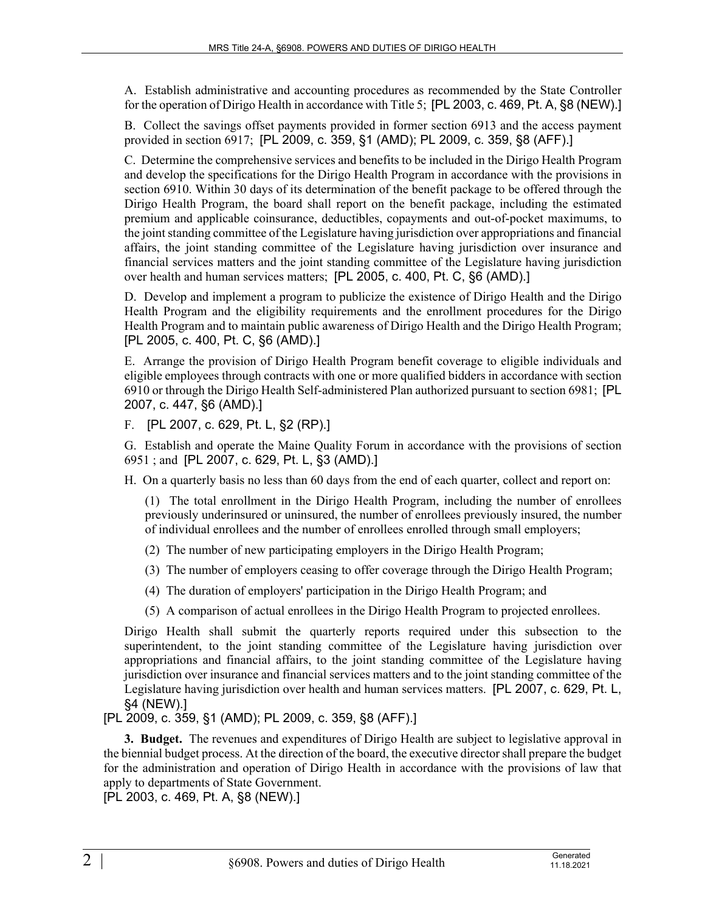A. Establish administrative and accounting procedures as recommended by the State Controller for the operation of Dirigo Health in accordance with Title 5; [PL 2003, c. 469, Pt. A, §8 (NEW).]

B. Collect the savings offset payments provided in former section 6913 and the access payment provided in section 6917; [PL 2009, c. 359, §1 (AMD); PL 2009, c. 359, §8 (AFF).]

C. Determine the comprehensive services and benefits to be included in the Dirigo Health Program and develop the specifications for the Dirigo Health Program in accordance with the provisions in section 6910. Within 30 days of its determination of the benefit package to be offered through the Dirigo Health Program, the board shall report on the benefit package, including the estimated premium and applicable coinsurance, deductibles, copayments and out-of-pocket maximums, to the joint standing committee of the Legislature having jurisdiction over appropriations and financial affairs, the joint standing committee of the Legislature having jurisdiction over insurance and financial services matters and the joint standing committee of the Legislature having jurisdiction over health and human services matters; [PL 2005, c. 400, Pt. C, §6 (AMD).]

D. Develop and implement a program to publicize the existence of Dirigo Health and the Dirigo Health Program and the eligibility requirements and the enrollment procedures for the Dirigo Health Program and to maintain public awareness of Dirigo Health and the Dirigo Health Program; [PL 2005, c. 400, Pt. C, §6 (AMD).]

E. Arrange the provision of Dirigo Health Program benefit coverage to eligible individuals and eligible employees through contracts with one or more qualified bidders in accordance with section 6910 or through the Dirigo Health Self-administered Plan authorized pursuant to section 6981; [PL 2007, c. 447, §6 (AMD).]

F. [PL 2007, c. 629, Pt. L, §2 (RP).]

G. Establish and operate the Maine Quality Forum in accordance with the provisions of section 6951 ; and [PL 2007, c. 629, Pt. L, §3 (AMD).]

H. On a quarterly basis no less than 60 days from the end of each quarter, collect and report on:

(1) The total enrollment in the Dirigo Health Program, including the number of enrollees previously underinsured or uninsured, the number of enrollees previously insured, the number of individual enrollees and the number of enrollees enrolled through small employers;

(2) The number of new participating employers in the Dirigo Health Program;

(3) The number of employers ceasing to offer coverage through the Dirigo Health Program;

(4) The duration of employers' participation in the Dirigo Health Program; and

(5) A comparison of actual enrollees in the Dirigo Health Program to projected enrollees.

Dirigo Health shall submit the quarterly reports required under this subsection to the superintendent, to the joint standing committee of the Legislature having jurisdiction over appropriations and financial affairs, to the joint standing committee of the Legislature having jurisdiction over insurance and financial services matters and to the joint standing committee of the Legislature having jurisdiction over health and human services matters. [PL 2007, c. 629, Pt. L, §4 (NEW).]

[PL 2009, c. 359, §1 (AMD); PL 2009, c. 359, §8 (AFF).]

**3. Budget.** The revenues and expenditures of Dirigo Health are subject to legislative approval in the biennial budget process. At the direction of the board, the executive director shall prepare the budget for the administration and operation of Dirigo Health in accordance with the provisions of law that apply to departments of State Government.

[PL 2003, c. 469, Pt. A, §8 (NEW).]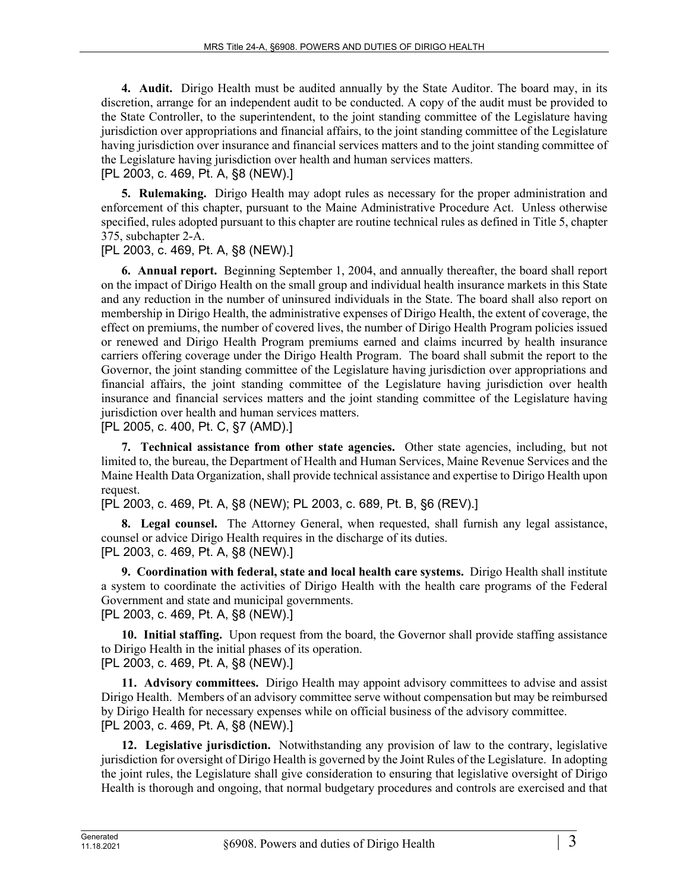**4. Audit.** Dirigo Health must be audited annually by the State Auditor. The board may, in its discretion, arrange for an independent audit to be conducted. A copy of the audit must be provided to the State Controller, to the superintendent, to the joint standing committee of the Legislature having jurisdiction over appropriations and financial affairs, to the joint standing committee of the Legislature having jurisdiction over insurance and financial services matters and to the joint standing committee of the Legislature having jurisdiction over health and human services matters.

[PL 2003, c. 469, Pt. A, §8 (NEW).]

**5. Rulemaking.** Dirigo Health may adopt rules as necessary for the proper administration and enforcement of this chapter, pursuant to the Maine Administrative Procedure Act. Unless otherwise specified, rules adopted pursuant to this chapter are routine technical rules as defined in Title 5, chapter 375, subchapter 2-A.

[PL 2003, c. 469, Pt. A, §8 (NEW).]

**6. Annual report.** Beginning September 1, 2004, and annually thereafter, the board shall report on the impact of Dirigo Health on the small group and individual health insurance markets in this State and any reduction in the number of uninsured individuals in the State. The board shall also report on membership in Dirigo Health, the administrative expenses of Dirigo Health, the extent of coverage, the effect on premiums, the number of covered lives, the number of Dirigo Health Program policies issued or renewed and Dirigo Health Program premiums earned and claims incurred by health insurance carriers offering coverage under the Dirigo Health Program. The board shall submit the report to the Governor, the joint standing committee of the Legislature having jurisdiction over appropriations and financial affairs, the joint standing committee of the Legislature having jurisdiction over health insurance and financial services matters and the joint standing committee of the Legislature having jurisdiction over health and human services matters.

[PL 2005, c. 400, Pt. C, §7 (AMD).]

**7. Technical assistance from other state agencies.** Other state agencies, including, but not limited to, the bureau, the Department of Health and Human Services, Maine Revenue Services and the Maine Health Data Organization, shall provide technical assistance and expertise to Dirigo Health upon request.

[PL 2003, c. 469, Pt. A, §8 (NEW); PL 2003, c. 689, Pt. B, §6 (REV).]

**8. Legal counsel.** The Attorney General, when requested, shall furnish any legal assistance, counsel or advice Dirigo Health requires in the discharge of its duties.

[PL 2003, c. 469, Pt. A, §8 (NEW).]

**9. Coordination with federal, state and local health care systems.** Dirigo Health shall institute a system to coordinate the activities of Dirigo Health with the health care programs of the Federal Government and state and municipal governments.

[PL 2003, c. 469, Pt. A, §8 (NEW).]

**10. Initial staffing.** Upon request from the board, the Governor shall provide staffing assistance to Dirigo Health in the initial phases of its operation.

[PL 2003, c. 469, Pt. A, §8 (NEW).]

**11. Advisory committees.** Dirigo Health may appoint advisory committees to advise and assist Dirigo Health. Members of an advisory committee serve without compensation but may be reimbursed by Dirigo Health for necessary expenses while on official business of the advisory committee.

[PL 2003, c. 469, Pt. A, §8 (NEW).]

**12. Legislative jurisdiction.** Notwithstanding any provision of law to the contrary, legislative jurisdiction for oversight of Dirigo Health is governed by the Joint Rules of the Legislature. In adopting the joint rules, the Legislature shall give consideration to ensuring that legislative oversight of Dirigo Health is thorough and ongoing, that normal budgetary procedures and controls are exercised and that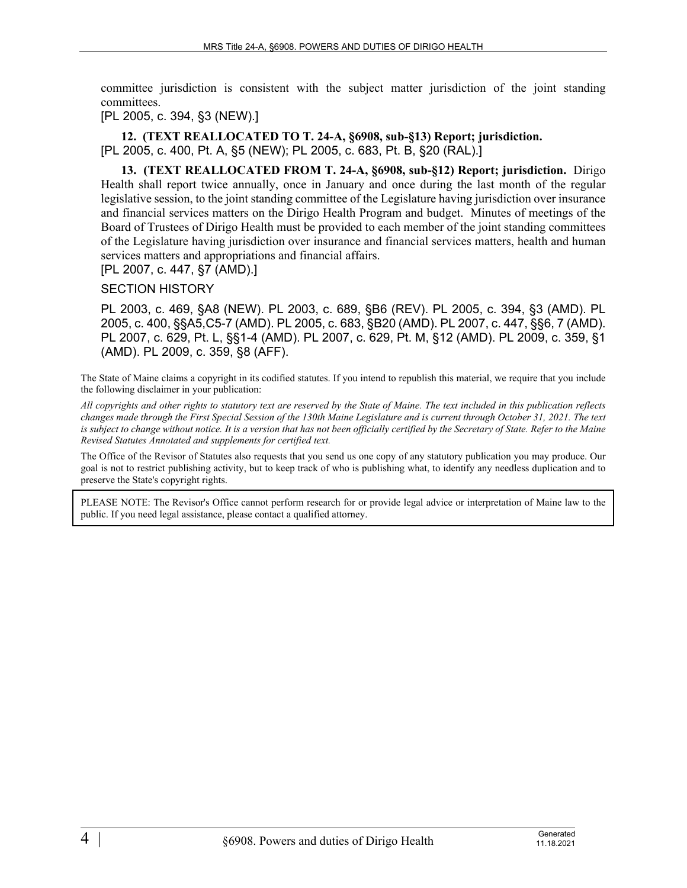committee jurisdiction is consistent with the subject matter jurisdiction of the joint standing committees.

[PL 2005, c. 394, §3 (NEW).]

**12. (TEXT REALLOCATED TO T. 24-A, §6908, sub-§13) Report; jurisdiction.**

[PL 2005, c. 400, Pt. A, §5 (NEW); PL 2005, c. 683, Pt. B, §20 (RAL).]

**13. (TEXT REALLOCATED FROM T. 24-A, §6908, sub-§12) Report; jurisdiction.** Dirigo Health shall report twice annually, once in January and once during the last month of the regular legislative session, to the joint standing committee of the Legislature having jurisdiction over insurance and financial services matters on the Dirigo Health Program and budget. Minutes of meetings of the Board of Trustees of Dirigo Health must be provided to each member of the joint standing committees of the Legislature having jurisdiction over insurance and financial services matters, health and human services matters and appropriations and financial affairs.

[PL 2007, c. 447, §7 (AMD).]

SECTION HISTORY

PL 2003, c. 469, §A8 (NEW). PL 2003, c. 689, §B6 (REV). PL 2005, c. 394, §3 (AMD). PL 2005, c. 400, §§A5,C5-7 (AMD). PL 2005, c. 683, §B20 (AMD). PL 2007, c. 447, §§6, 7 (AMD). PL 2007, c. 629, Pt. L, §§1-4 (AMD). PL 2007, c. 629, Pt. M, §12 (AMD). PL 2009, c. 359, §1 (AMD). PL 2009, c. 359, §8 (AFF).

The State of Maine claims a copyright in its codified statutes. If you intend to republish this material, we require that you include the following disclaimer in your publication:

*All copyrights and other rights to statutory text are reserved by the State of Maine. The text included in this publication reflects changes made through the First Special Session of the 130th Maine Legislature and is current through October 31, 2021. The text is subject to change without notice. It is a version that has not been officially certified by the Secretary of State. Refer to the Maine Revised Statutes Annotated and supplements for certified text.*

The Office of the Revisor of Statutes also requests that you send us one copy of any statutory publication you may produce. Our goal is not to restrict publishing activity, but to keep track of who is publishing what, to identify any needless duplication and to preserve the State's copyright rights.

PLEASE NOTE: The Revisor's Office cannot perform research for or provide legal advice or interpretation of Maine law to the public. If you need legal assistance, please contact a qualified attorney.